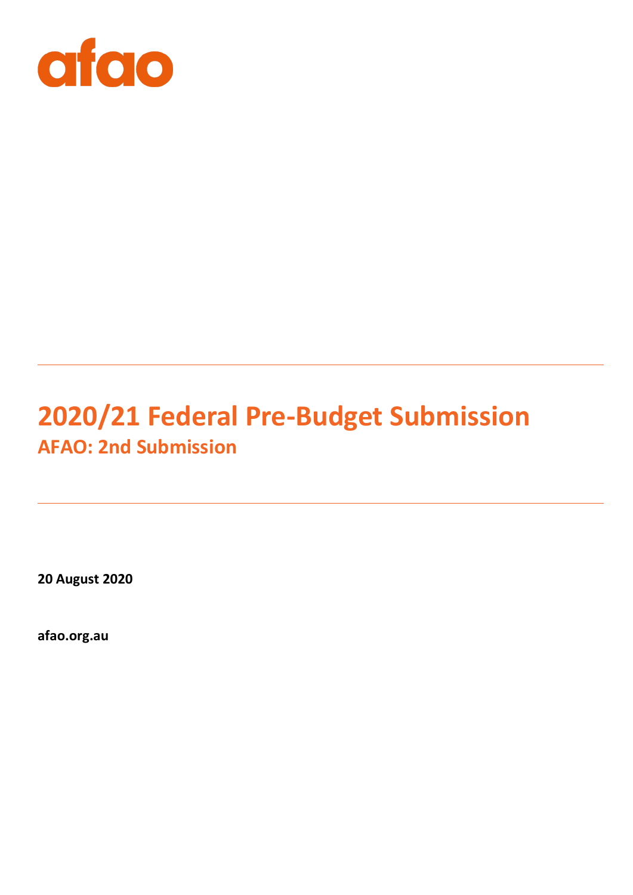afao

# 2020/21 Federal Pre-Budget Submission

## AFAO: 2nd Submission

**20 August 2020**

**afao.org.au**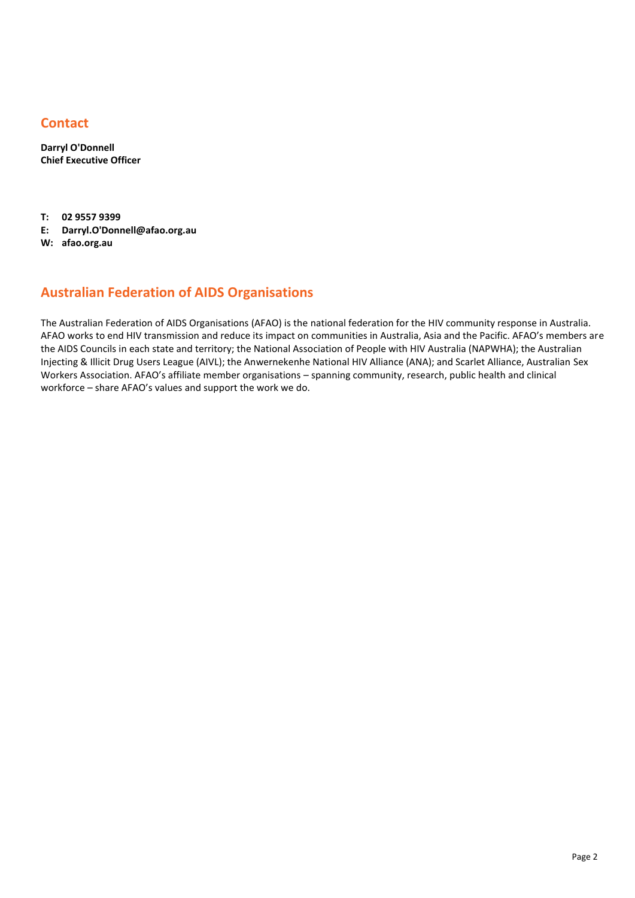## Contact

**Darryl O'Donnell**
**Chief Executive Officer**

**T: 02 9557 9399**
**E: Darryl.O'Donnell@afao.org.au**
**W: afao.org.au**

## Australian Federation of AIDS Organisations

The Australian Federation of AIDS Organisations (AFAO) is the national federation for the HIV community response in Australia. AFAO works to end HIV transmission and reduce its impact on communities in Australia, Asia and the Pacific. AFAO's members are the AIDS Councils in each state and territory; the National Association of People with HIV Australia (NAPWHA); the Australian Injecting & Illicit Drug Users League (AIVL); the Anwernekenhe National HIV Alliance (ANA); and Scarlet Alliance, Australian Sex Workers Association. AFAO's affiliate member organisations – spanning community, research, public health and clinical workforce – share AFAO's values and support the work we do.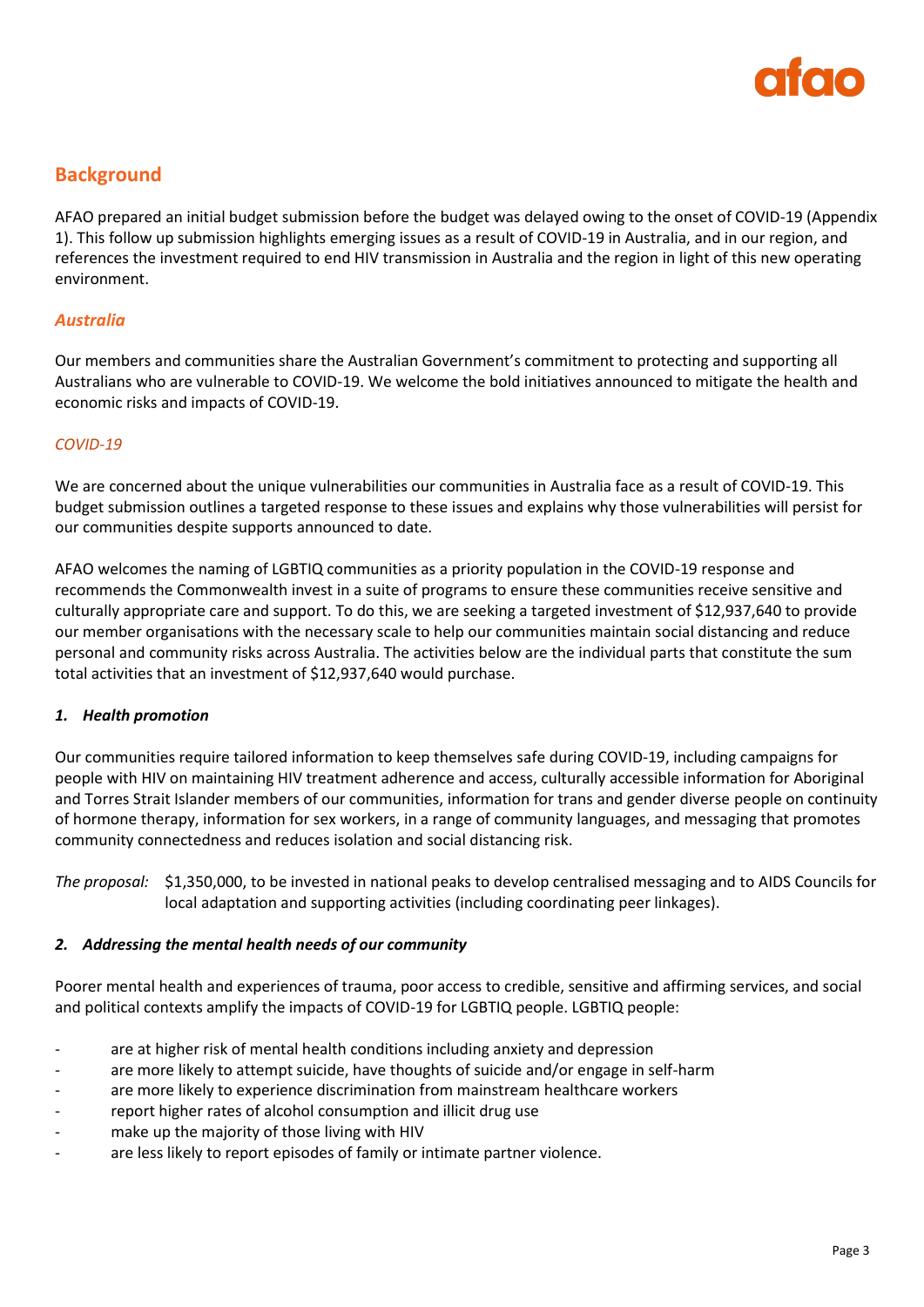## Background

AFAO prepared an initial budget submission before the budget was delayed owing to the onset of COVID-19 (Appendix 1). This follow up submission highlights emerging issues as a result of COVID-19 in Australia, and in our region, and references the investment required to end HIV transmission in Australia and the region in light of this new operating environment.

### *Australia*

Our members and communities share the Australian Government's commitment to protecting and supporting all Australians who are vulnerable to COVID-19. We welcome the bold initiatives announced to mitigate the health and economic risks and impacts of COVID-19.

#### *COVID-19*

We are concerned about the unique vulnerabilities our communities in Australia face as a result of COVID-19. This budget submission outlines a targeted response to these issues and explains why those vulnerabilities will persist for our communities despite supports announced to date.

AFAO welcomes the naming of LGBTIQ communities as a priority population in the COVID-19 response and recommends the Commonwealth invest in a suite of programs to ensure these communities receive sensitive and culturally appropriate care and support. To do this, we are seeking a targeted investment of $12,937,640 to provide our member organisations with the necessary scale to help our communities maintain social distancing and reduce personal and community risks across Australia. The activities below are the individual parts that constitute the sum total activities that an investment of $12,937,640 would purchase.

***1. Health promotion***

Our communities require tailored information to keep themselves safe during COVID-19, including campaigns for people with HIV on maintaining HIV treatment adherence and access, culturally accessible information for Aboriginal and Torres Strait Islander members of our communities, information for trans and gender diverse people on continuity of hormone therapy, information for sex workers, in a range of community languages, and messaging that promotes community connectedness and reduces isolation and social distancing risk.

*The proposal:* $1,350,000, to be invested in national peaks to develop centralised messaging and to AIDS Councils for local adaptation and supporting activities (including coordinating peer linkages).

***2. Addressing the mental health needs of our community***

Poorer mental health and experiences of trauma, poor access to credible, sensitive and affirming services, and social and political contexts amplify the impacts of COVID-19 for LGBTIQ people. LGBTIQ people:

- are at higher risk of mental health conditions including anxiety and depression
- are more likely to attempt suicide, have thoughts of suicide and/or engage in self-harm
- are more likely to experience discrimination from mainstream healthcare workers
- report higher rates of alcohol consumption and illicit drug use
- make up the majority of those living with HIV
- are less likely to report episodes of family or intimate partner violence.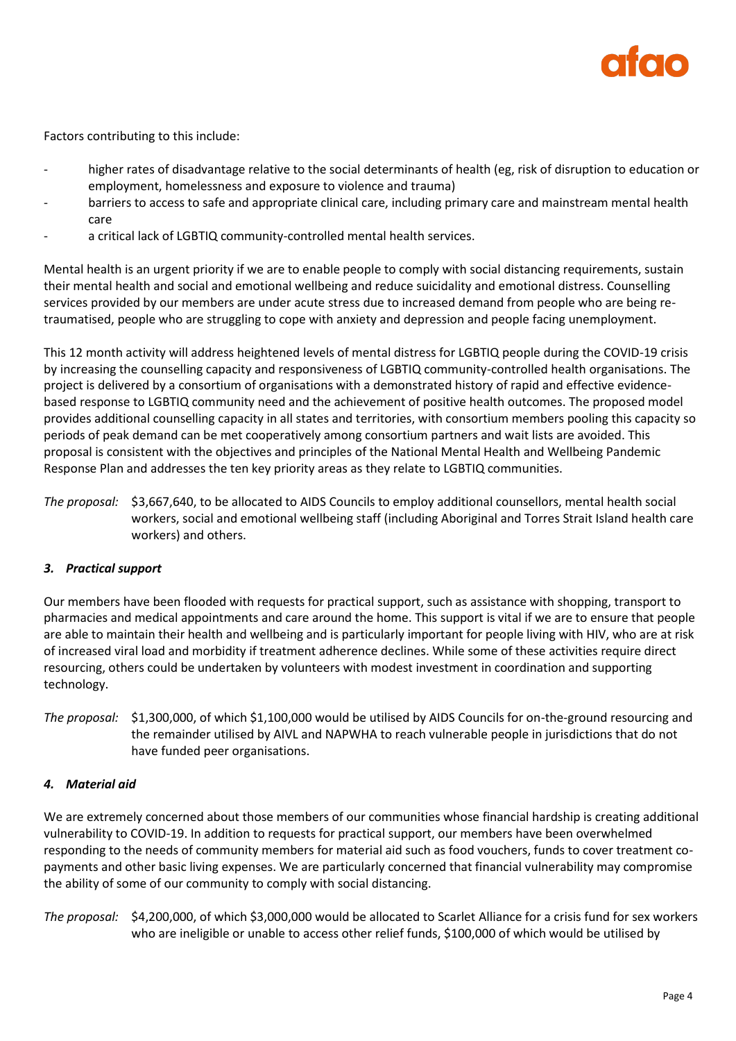Factors contributing to this include:

- higher rates of disadvantage relative to the social determinants of health (eg, risk of disruption to education or employment, homelessness and exposure to violence and trauma)
- barriers to access to safe and appropriate clinical care, including primary care and mainstream mental health care
- a critical lack of LGBTIQ community-controlled mental health services.

Mental health is an urgent priority if we are to enable people to comply with social distancing requirements, sustain their mental health and social and emotional wellbeing and reduce suicidality and emotional distress. Counselling services provided by our members are under acute stress due to increased demand from people who are being re-traumatised, people who are struggling to cope with anxiety and depression and people facing unemployment.

This 12 month activity will address heightened levels of mental distress for LGBTIQ people during the COVID-19 crisis by increasing the counselling capacity and responsiveness of LGBTIQ community-controlled health organisations. The project is delivered by a consortium of organisations with a demonstrated history of rapid and effective evidence-based response to LGBTIQ community need and the achievement of positive health outcomes. The proposed model provides additional counselling capacity in all states and territories, with consortium members pooling this capacity so periods of peak demand can be met cooperatively among consortium partners and wait lists are avoided. This proposal is consistent with the objectives and principles of the National Mental Health and Wellbeing Pandemic Response Plan and addresses the ten key priority areas as they relate to LGBTIQ communities.

*The proposal:* $3,667,640, to be allocated to AIDS Councils to employ additional counsellors, mental health social workers, social and emotional wellbeing staff (including Aboriginal and Torres Strait Island health care workers) and others.

### *3. Practical support*

Our members have been flooded with requests for practical support, such as assistance with shopping, transport to pharmacies and medical appointments and care around the home. This support is vital if we are to ensure that people are able to maintain their health and wellbeing and is particularly important for people living with HIV, who are at risk of increased viral load and morbidity if treatment adherence declines. While some of these activities require direct resourcing, others could be undertaken by volunteers with modest investment in coordination and supporting technology.

*The proposal:* $1,300,000, of which $1,100,000 would be utilised by AIDS Councils for on-the-ground resourcing and the remainder utilised by AIVL and NAPWHA to reach vulnerable people in jurisdictions that do not have funded peer organisations.

### *4. Material aid*

We are extremely concerned about those members of our communities whose financial hardship is creating additional vulnerability to COVID-19. In addition to requests for practical support, our members have been overwhelmed responding to the needs of community members for material aid such as food vouchers, funds to cover treatment co-payments and other basic living expenses. We are particularly concerned that financial vulnerability may compromise the ability of some of our community to comply with social distancing.

*The proposal:* $4,200,000, of which $3,000,000 would be allocated to Scarlet Alliance for a crisis fund for sex workers who are ineligible or unable to access other relief funds, $100,000 of which would be utilised by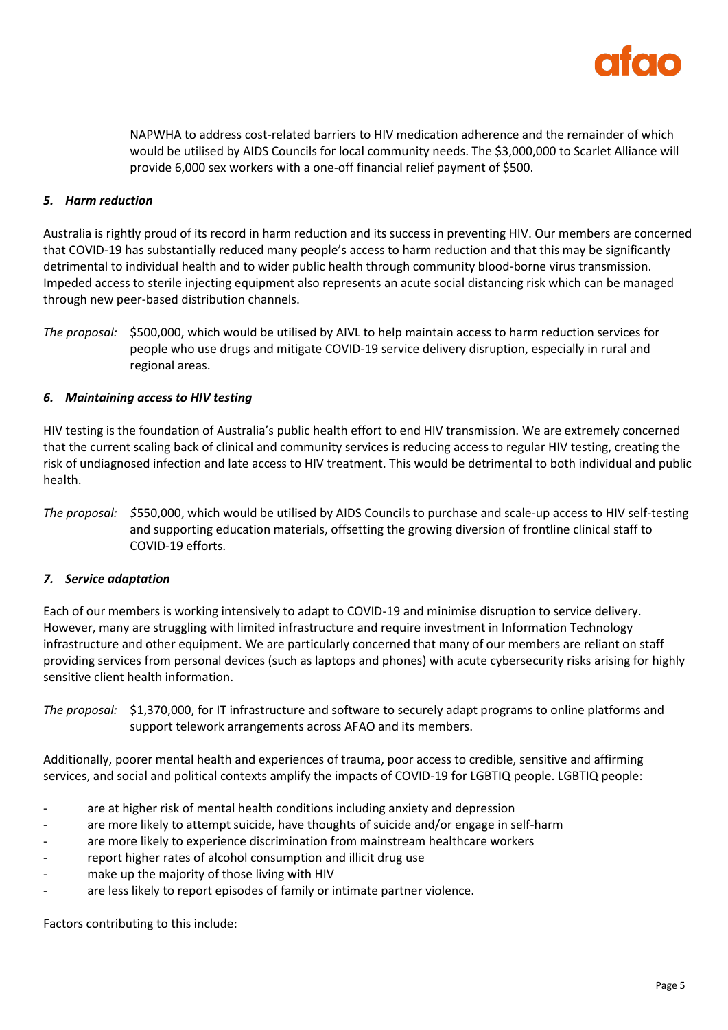NAPWHA to address cost-related barriers to HIV medication adherence and the remainder of which would be utilised by AIDS Councils for local community needs. The $3,000,000 to Scarlet Alliance will provide 6,000 sex workers with a one-off financial relief payment of $500.

### *5. Harm reduction*

Australia is rightly proud of its record in harm reduction and its success in preventing HIV. Our members are concerned that COVID-19 has substantially reduced many people's access to harm reduction and that this may be significantly detrimental to individual health and to wider public health through community blood-borne virus transmission. Impeded access to sterile injecting equipment also represents an acute social distancing risk which can be managed through new peer-based distribution channels.

*The proposal:* $500,000, which would be utilised by AIVL to help maintain access to harm reduction services for people who use drugs and mitigate COVID-19 service delivery disruption, especially in rural and regional areas.

### *6. Maintaining access to HIV testing*

HIV testing is the foundation of Australia's public health effort to end HIV transmission. We are extremely concerned that the current scaling back of clinical and community services is reducing access to regular HIV testing, creating the risk of undiagnosed infection and late access to HIV treatment. This would be detrimental to both individual and public health.

*The proposal:* $550,000, which would be utilised by AIDS Councils to purchase and scale-up access to HIV self-testing and supporting education materials, offsetting the growing diversion of frontline clinical staff to COVID-19 efforts.

### *7. Service adaptation*

Each of our members is working intensively to adapt to COVID-19 and minimise disruption to service delivery. However, many are struggling with limited infrastructure and require investment in Information Technology infrastructure and other equipment. We are particularly concerned that many of our members are reliant on staff providing services from personal devices (such as laptops and phones) with acute cybersecurity risks arising for highly sensitive client health information.

*The proposal:* $1,370,000, for IT infrastructure and software to securely adapt programs to online platforms and support telework arrangements across AFAO and its members.

Additionally, poorer mental health and experiences of trauma, poor access to credible, sensitive and affirming services, and social and political contexts amplify the impacts of COVID-19 for LGBTIQ people. LGBTIQ people:

- are at higher risk of mental health conditions including anxiety and depression
- are more likely to attempt suicide, have thoughts of suicide and/or engage in self-harm
- are more likely to experience discrimination from mainstream healthcare workers
- report higher rates of alcohol consumption and illicit drug use
- make up the majority of those living with HIV
- are less likely to report episodes of family or intimate partner violence.

Factors contributing to this include: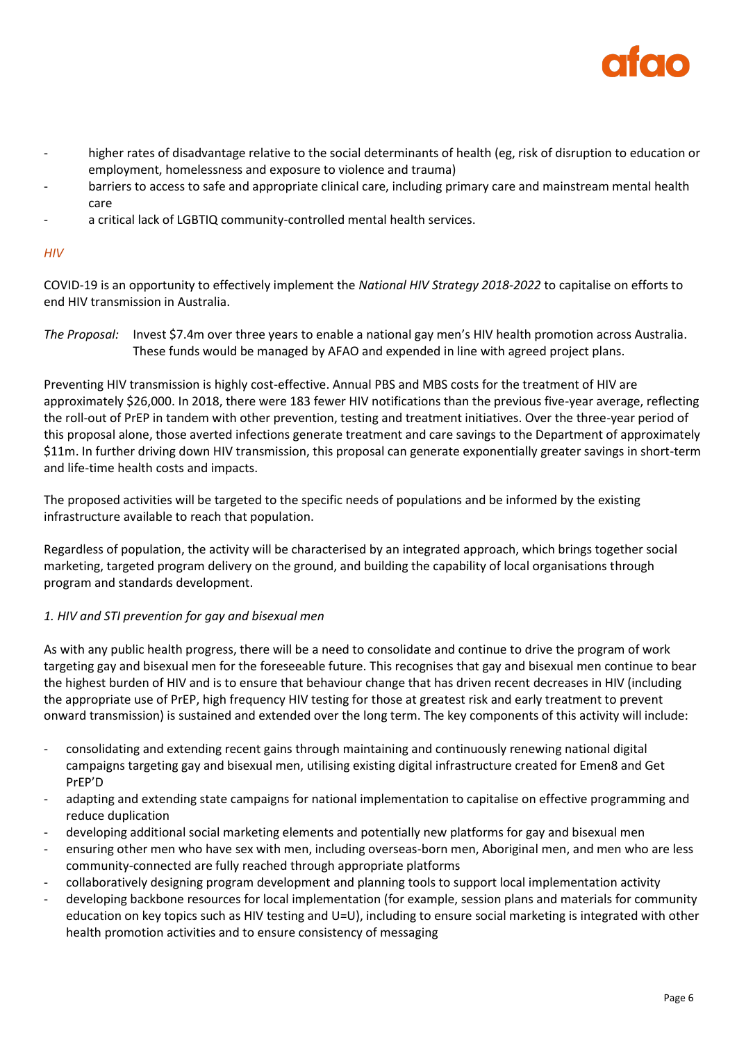- higher rates of disadvantage relative to the social determinants of health (eg, risk of disruption to education or employment, homelessness and exposure to violence and trauma)
- barriers to access to safe and appropriate clinical care, including primary care and mainstream mental health care
- a critical lack of LGBTIQ community-controlled mental health services.

### *HIV*

COVID-19 is an opportunity to effectively implement the *National HIV Strategy 2018-2022* to capitalise on efforts to end HIV transmission in Australia.

*The Proposal:* Invest $7.4m over three years to enable a national gay men's HIV health promotion across Australia. These funds would be managed by AFAO and expended in line with agreed project plans.

Preventing HIV transmission is highly cost-effective. Annual PBS and MBS costs for the treatment of HIV are approximately $26,000. In 2018, there were 183 fewer HIV notifications than the previous five-year average, reflecting the roll-out of PrEP in tandem with other prevention, testing and treatment initiatives. Over the three-year period of this proposal alone, those averted infections generate treatment and care savings to the Department of approximately $11m. In further driving down HIV transmission, this proposal can generate exponentially greater savings in short-term and life-time health costs and impacts.

The proposed activities will be targeted to the specific needs of populations and be informed by the existing infrastructure available to reach that population.

Regardless of population, the activity will be characterised by an integrated approach, which brings together social marketing, targeted program delivery on the ground, and building the capability of local organisations through program and standards development.

#### *1. HIV and STI prevention for gay and bisexual men*

As with any public health progress, there will be a need to consolidate and continue to drive the program of work targeting gay and bisexual men for the foreseeable future. This recognises that gay and bisexual men continue to bear the highest burden of HIV and is to ensure that behaviour change that has driven recent decreases in HIV (including the appropriate use of PrEP, high frequency HIV testing for those at greatest risk and early treatment to prevent onward transmission) is sustained and extended over the long term. The key components of this activity will include:

- consolidating and extending recent gains through maintaining and continuously renewing national digital campaigns targeting gay and bisexual men, utilising existing digital infrastructure created for Emen8 and Get PrEP'D
- adapting and extending state campaigns for national implementation to capitalise on effective programming and reduce duplication
- developing additional social marketing elements and potentially new platforms for gay and bisexual men
- ensuring other men who have sex with men, including overseas-born men, Aboriginal men, and men who are less community-connected are fully reached through appropriate platforms
- collaboratively designing program development and planning tools to support local implementation activity
- developing backbone resources for local implementation (for example, session plans and materials for community education on key topics such as HIV testing and U=U), including to ensure social marketing is integrated with other health promotion activities and to ensure consistency of messaging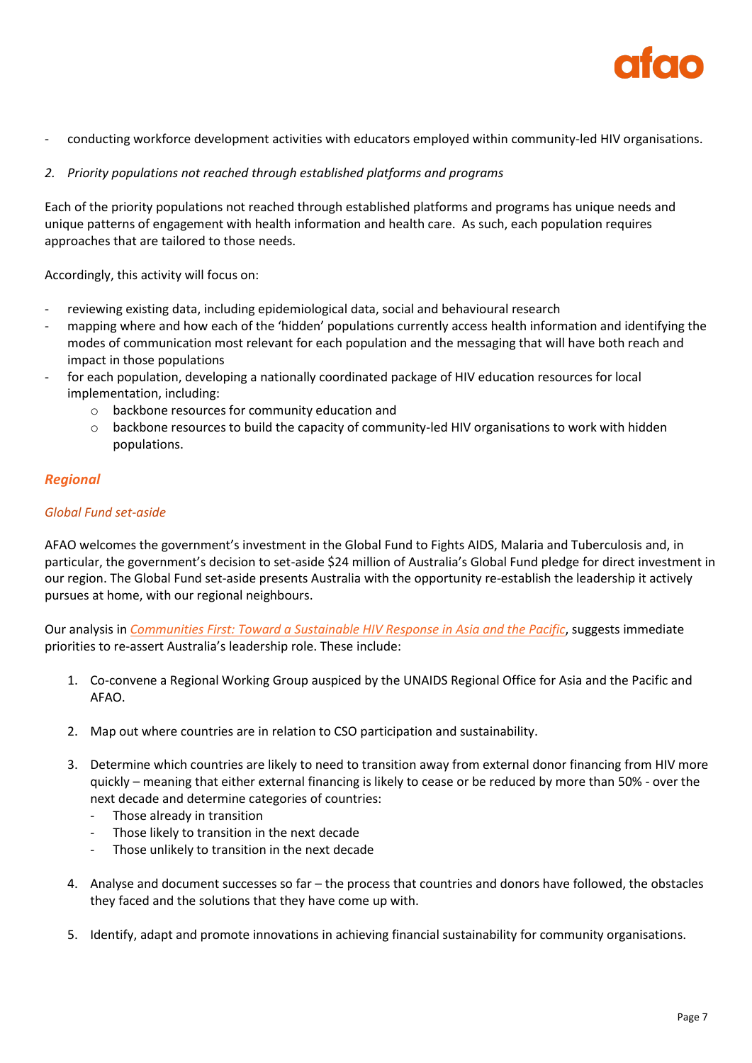- conducting workforce development activities with educators employed within community-led HIV organisations.

*2. Priority populations not reached through established platforms and programs*

Each of the priority populations not reached through established platforms and programs has unique needs and unique patterns of engagement with health information and health care. As such, each population requires approaches that are tailored to those needs.

Accordingly, this activity will focus on:

- reviewing existing data, including epidemiological data, social and behavioural research
- mapping where and how each of the 'hidden' populations currently access health information and identifying the modes of communication most relevant for each population and the messaging that will have both reach and impact in those populations
- for each population, developing a nationally coordinated package of HIV education resources for local implementation, including:
    - backbone resources for community education and
    - backbone resources to build the capacity of community-led HIV organisations to work with hidden populations.

## *Regional*

### *Global Fund set-aside*

AFAO welcomes the government's investment in the Global Fund to Fights AIDS, Malaria and Tuberculosis and, in particular, the government's decision to set-aside $24 million of Australia's Global Fund pledge for direct investment in our region. The Global Fund set-aside presents Australia with the opportunity re-establish the leadership it actively pursues at home, with our regional neighbours.

Our analysis in *Communities First: Toward a Sustainable HIV Response in Asia and the Pacific*, suggests immediate priorities to re-assert Australia's leadership role. These include:

1. Co-convene a Regional Working Group auspiced by the UNAIDS Regional Office for Asia and the Pacific and AFAO.

2. Map out where countries are in relation to CSO participation and sustainability.

3. Determine which countries are likely to need to transition away from external donor financing from HIV more quickly – meaning that either external financing is likely to cease or be reduced by more than 50% - over the next decade and determine categories of countries:
    - Those already in transition
    - Those likely to transition in the next decade
    - Those unlikely to transition in the next decade

4. Analyse and document successes so far – the process that countries and donors have followed, the obstacles they faced and the solutions that they have come up with.

5. Identify, adapt and promote innovations in achieving financial sustainability for community organisations.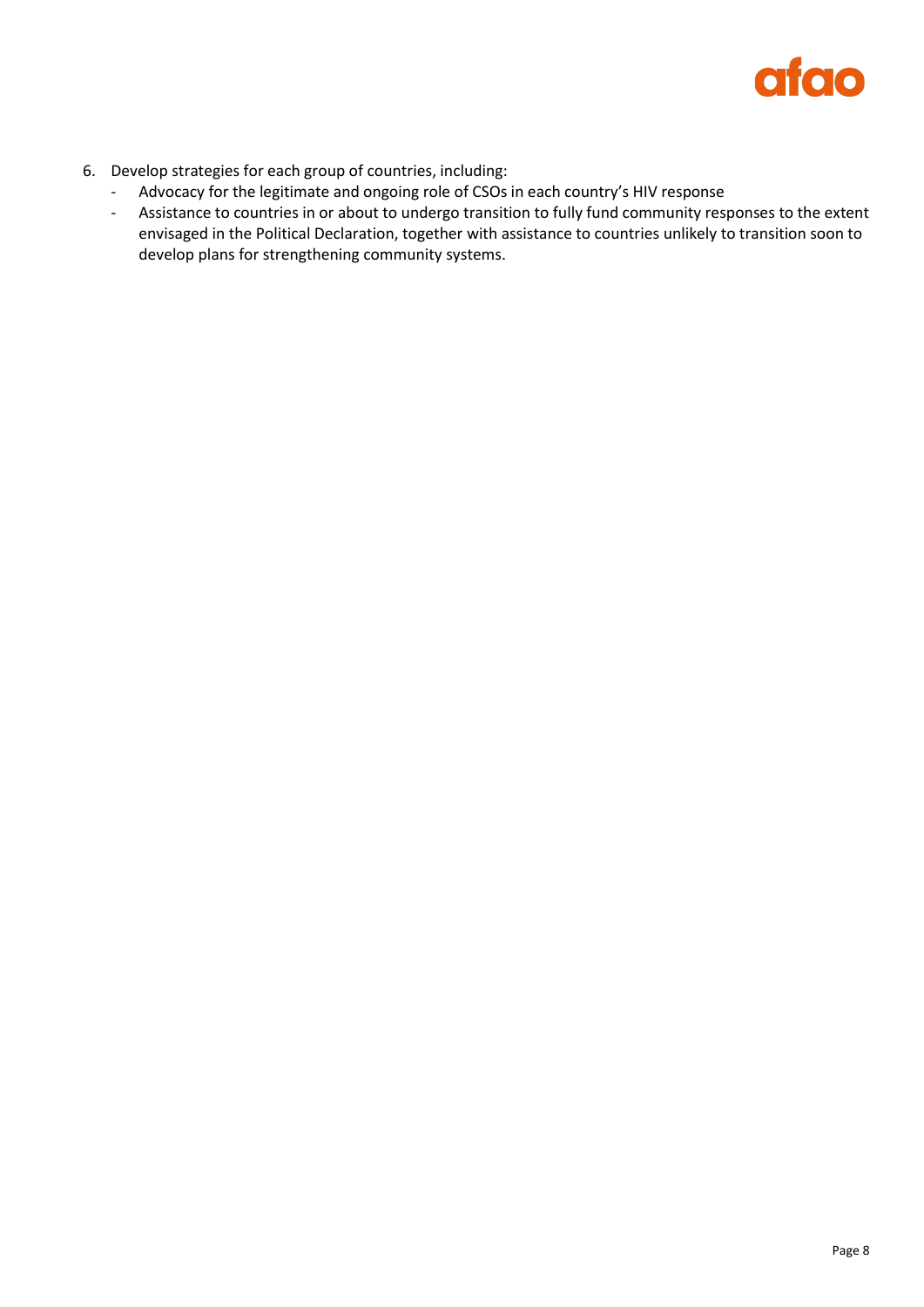6. Develop strategies for each group of countries, including:
   - Advocacy for the legitimate and ongoing role of CSOs in each country's HIV response
   - Assistance to countries in or about to undergo transition to fully fund community responses to the extent envisaged in the Political Declaration, together with assistance to countries unlikely to transition soon to develop plans for strengthening community systems.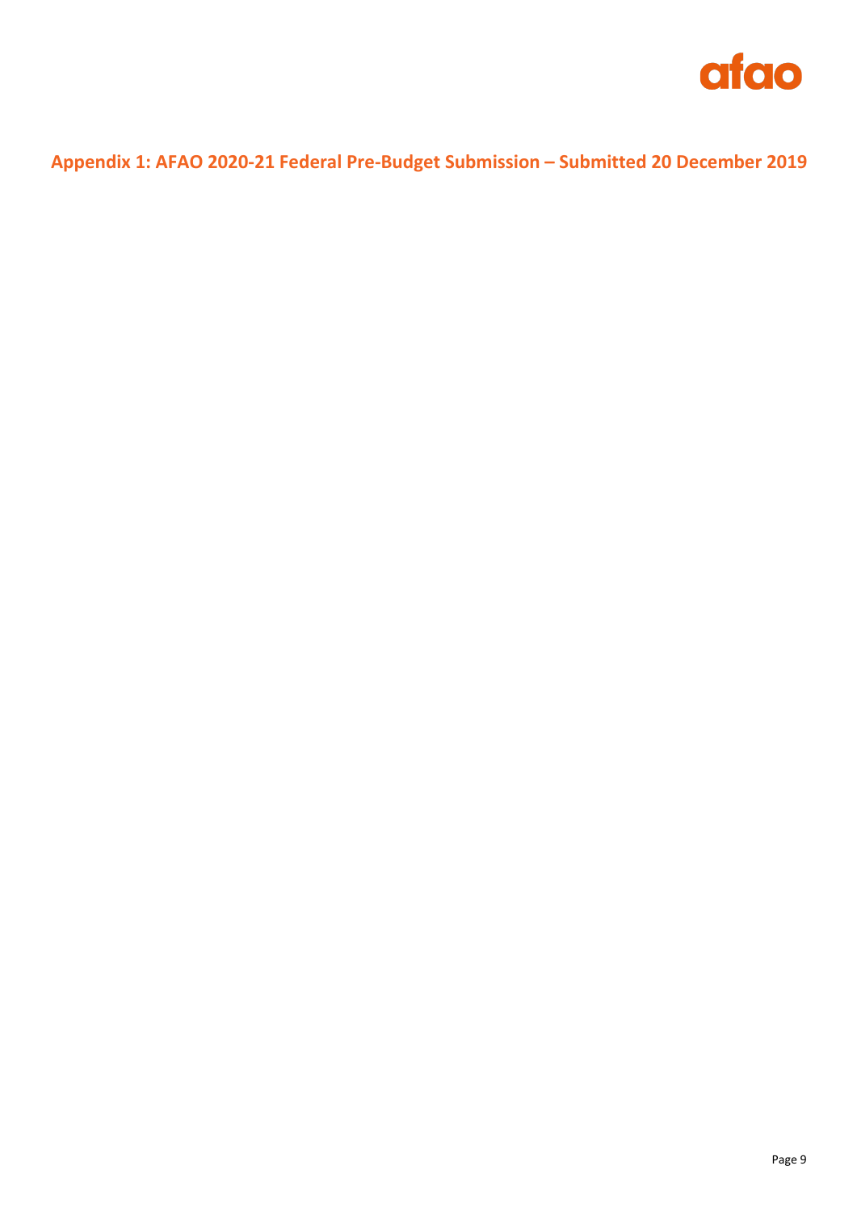## Appendix 1: AFAO 2020-21 Federal Pre-Budget Submission – Submitted 20 December 2019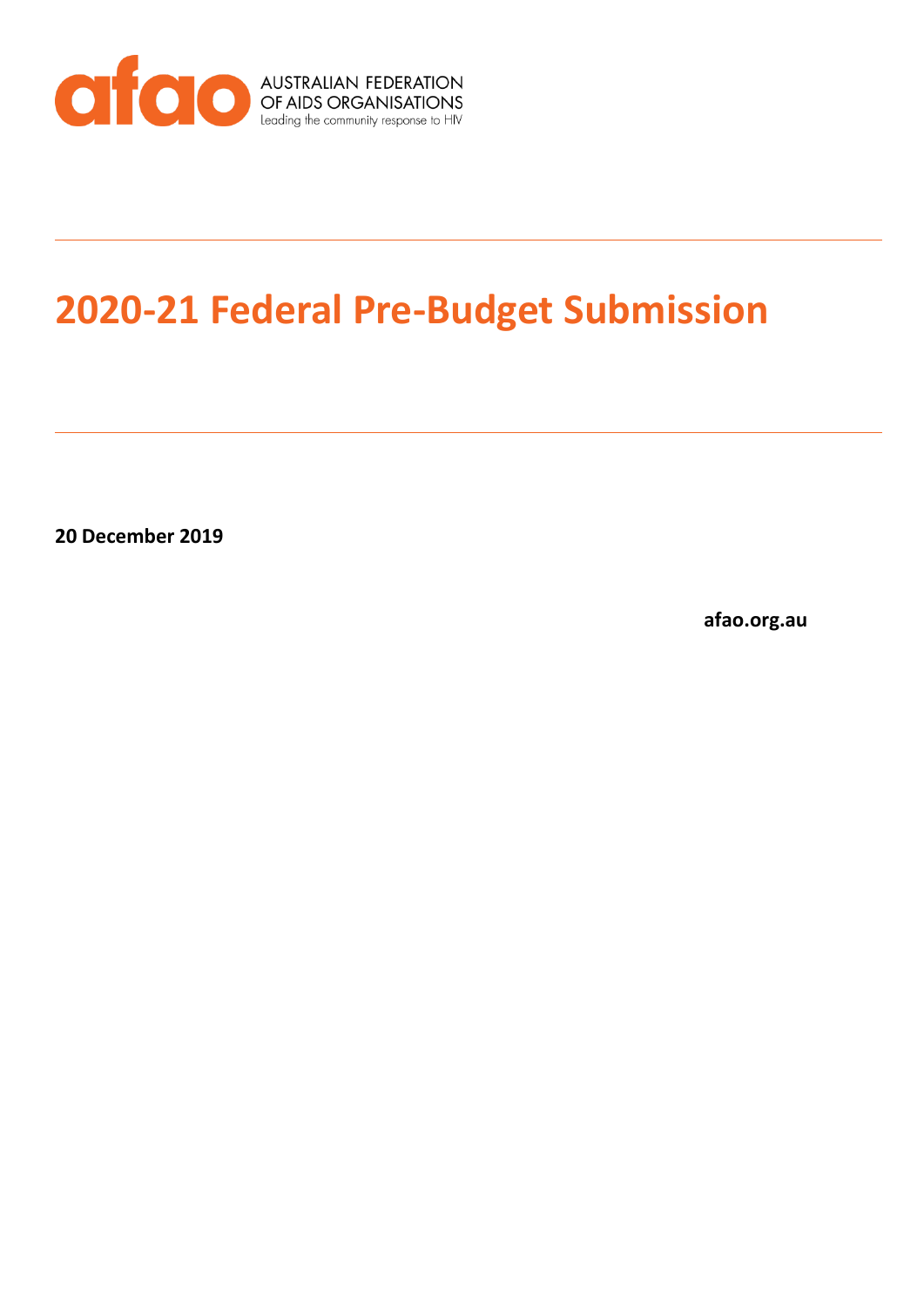AUSTRALIAN FEDERATION OF AIDS ORGANISATIONS

Leading the community response to HIV

# 2020-21 Federal Pre-Budget Submission

**20 December 2019**

**afao.org.au**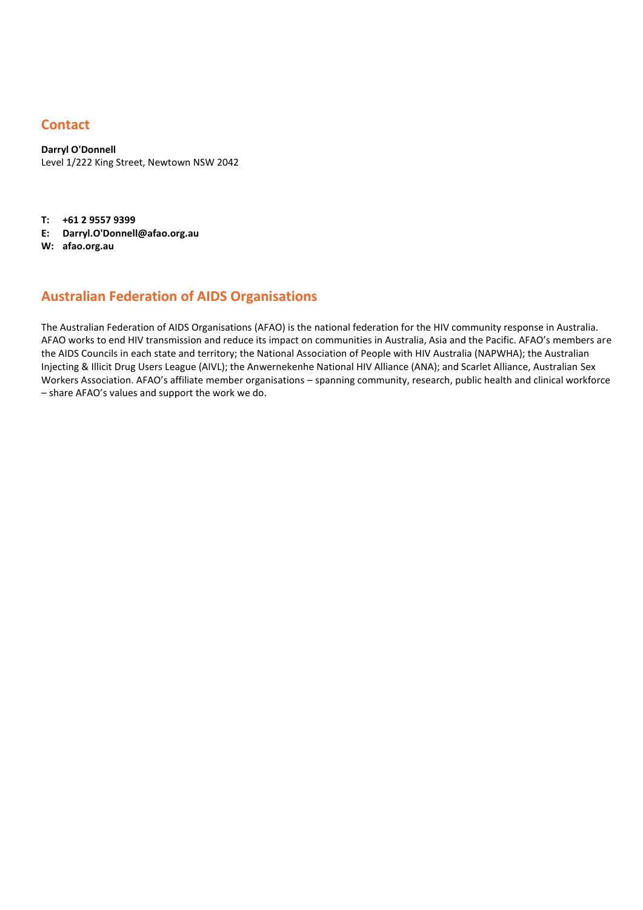## Contact

**Darryl O'Donnell**
Level 1/222 King Street, Newtown NSW 2042

**T: +61 2 9557 9399**
**E: Darryl.O'Donnell@afao.org.au**
**W: afao.org.au**

## Australian Federation of AIDS Organisations

The Australian Federation of AIDS Organisations (AFAO) is the national federation for the HIV community response in Australia. AFAO works to end HIV transmission and reduce its impact on communities in Australia, Asia and the Pacific. AFAO's members are the AIDS Councils in each state and territory; the National Association of People with HIV Australia (NAPWHA); the Australian Injecting & Illicit Drug Users League (AIVL); the Anwernekenhe National HIV Alliance (ANA); and Scarlet Alliance, Australian Sex Workers Association. AFAO's affiliate member organisations – spanning community, research, public health and clinical workforce – share AFAO's values and support the work we do.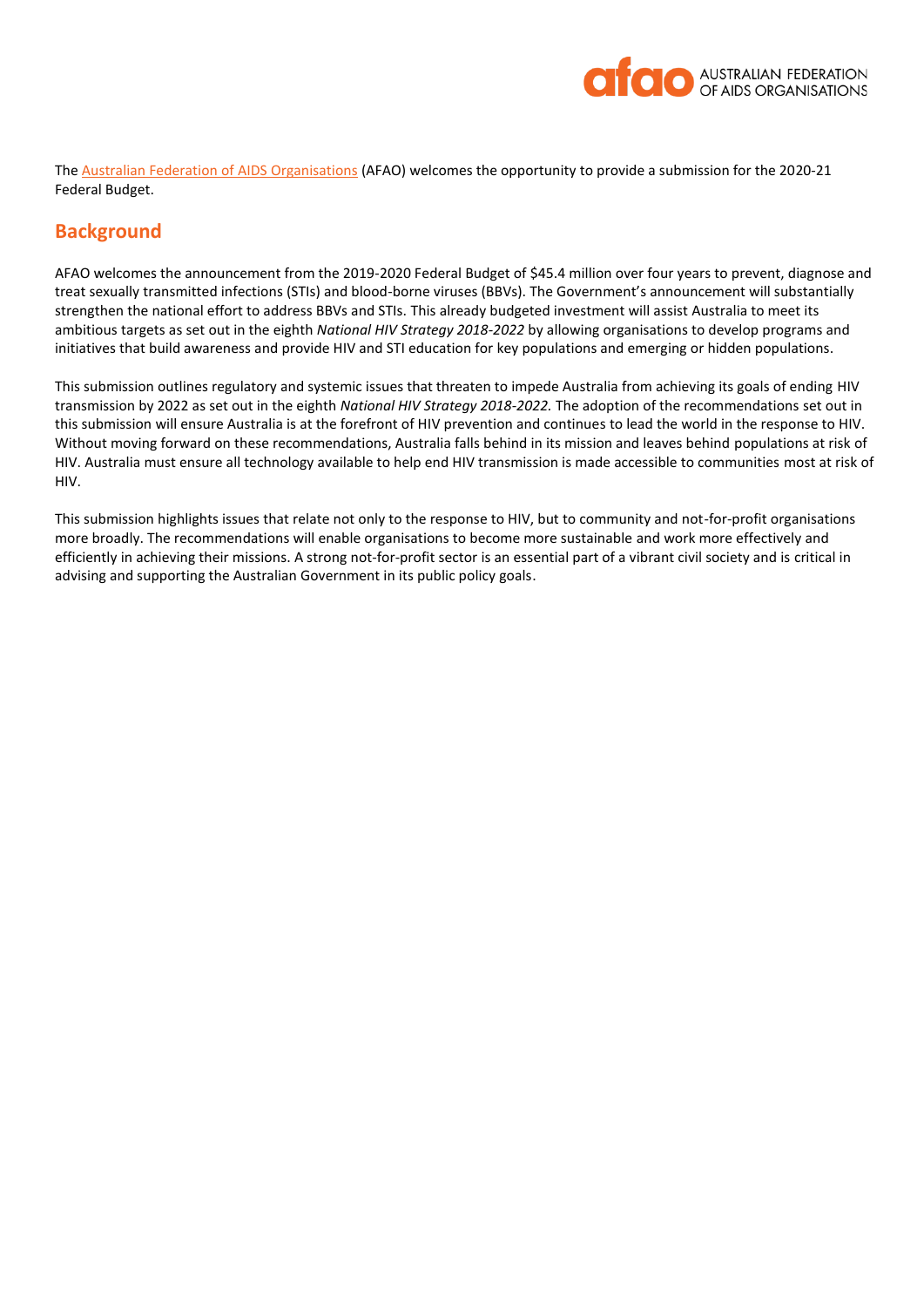The [Australian Federation of AIDS Organisations](https://www.afao.org.au) (AFAO) welcomes the opportunity to provide a submission for the 2020-21 Federal Budget.

## Background

AFAO welcomes the announcement from the 2019-2020 Federal Budget of $45.4 million over four years to prevent, diagnose and treat sexually transmitted infections (STIs) and blood-borne viruses (BBVs). The Government's announcement will substantially strengthen the national effort to address BBVs and STIs. This already budgeted investment will assist Australia to meet its ambitious targets as set out in the eighth *National HIV Strategy 2018-2022* by allowing organisations to develop programs and initiatives that build awareness and provide HIV and STI education for key populations and emerging or hidden populations.

This submission outlines regulatory and systemic issues that threaten to impede Australia from achieving its goals of ending HIV transmission by 2022 as set out in the eighth *National HIV Strategy 2018-2022.* The adoption of the recommendations set out in this submission will ensure Australia is at the forefront of HIV prevention and continues to lead the world in the response to HIV. Without moving forward on these recommendations, Australia falls behind in its mission and leaves behind populations at risk of HIV. Australia must ensure all technology available to help end HIV transmission is made accessible to communities most at risk of HIV.

This submission highlights issues that relate not only to the response to HIV, but to community and not-for-profit organisations more broadly. The recommendations will enable organisations to become more sustainable and work more effectively and efficiently in achieving their missions. A strong not-for-profit sector is an essential part of a vibrant civil society and is critical in advising and supporting the Australian Government in its public policy goals.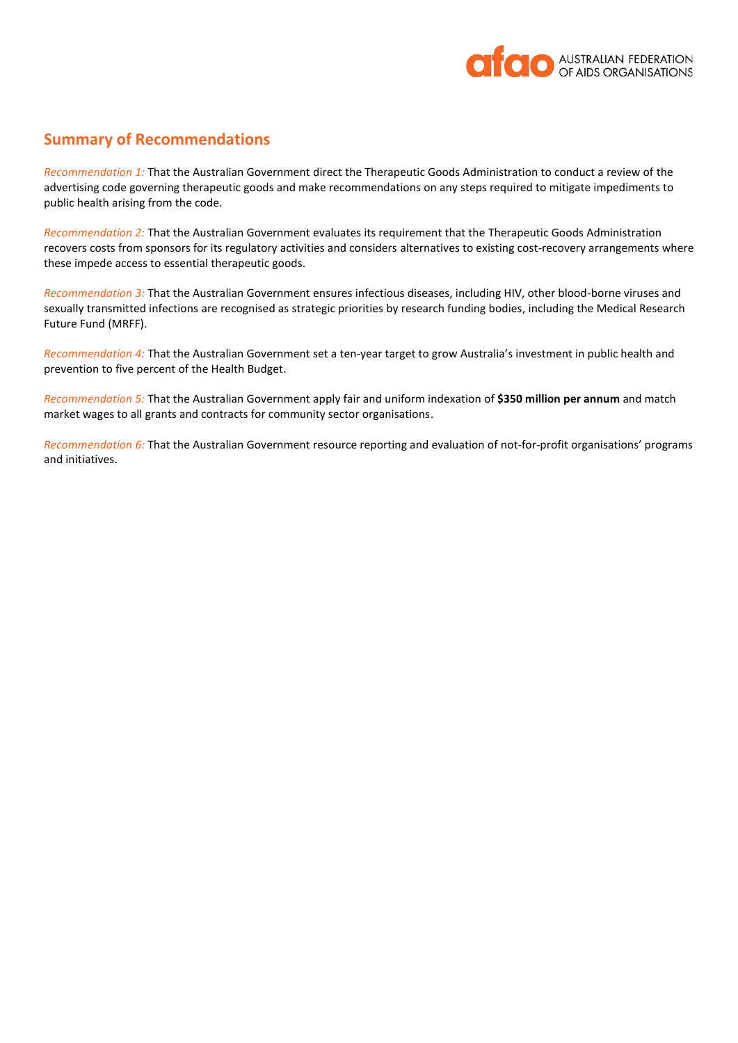## Summary of Recommendations

*Recommendation 1:* That the Australian Government direct the Therapeutic Goods Administration to conduct a review of the advertising code governing therapeutic goods and make recommendations on any steps required to mitigate impediments to public health arising from the code.

*Recommendation 2:* That the Australian Government evaluates its requirement that the Therapeutic Goods Administration recovers costs from sponsors for its regulatory activities and considers alternatives to existing cost-recovery arrangements where these impede access to essential therapeutic goods.

*Recommendation 3:* That the Australian Government ensures infectious diseases, including HIV, other blood-borne viruses and sexually transmitted infections are recognised as strategic priorities by research funding bodies, including the Medical Research Future Fund (MRFF).

*Recommendation 4:* That the Australian Government set a ten-year target to grow Australia's investment in public health and prevention to five percent of the Health Budget.

*Recommendation 5:* That the Australian Government apply fair and uniform indexation of **$350 million per annum** and match market wages to all grants and contracts for community sector organisations.

*Recommendation 6:* That the Australian Government resource reporting and evaluation of not-for-profit organisations' programs and initiatives.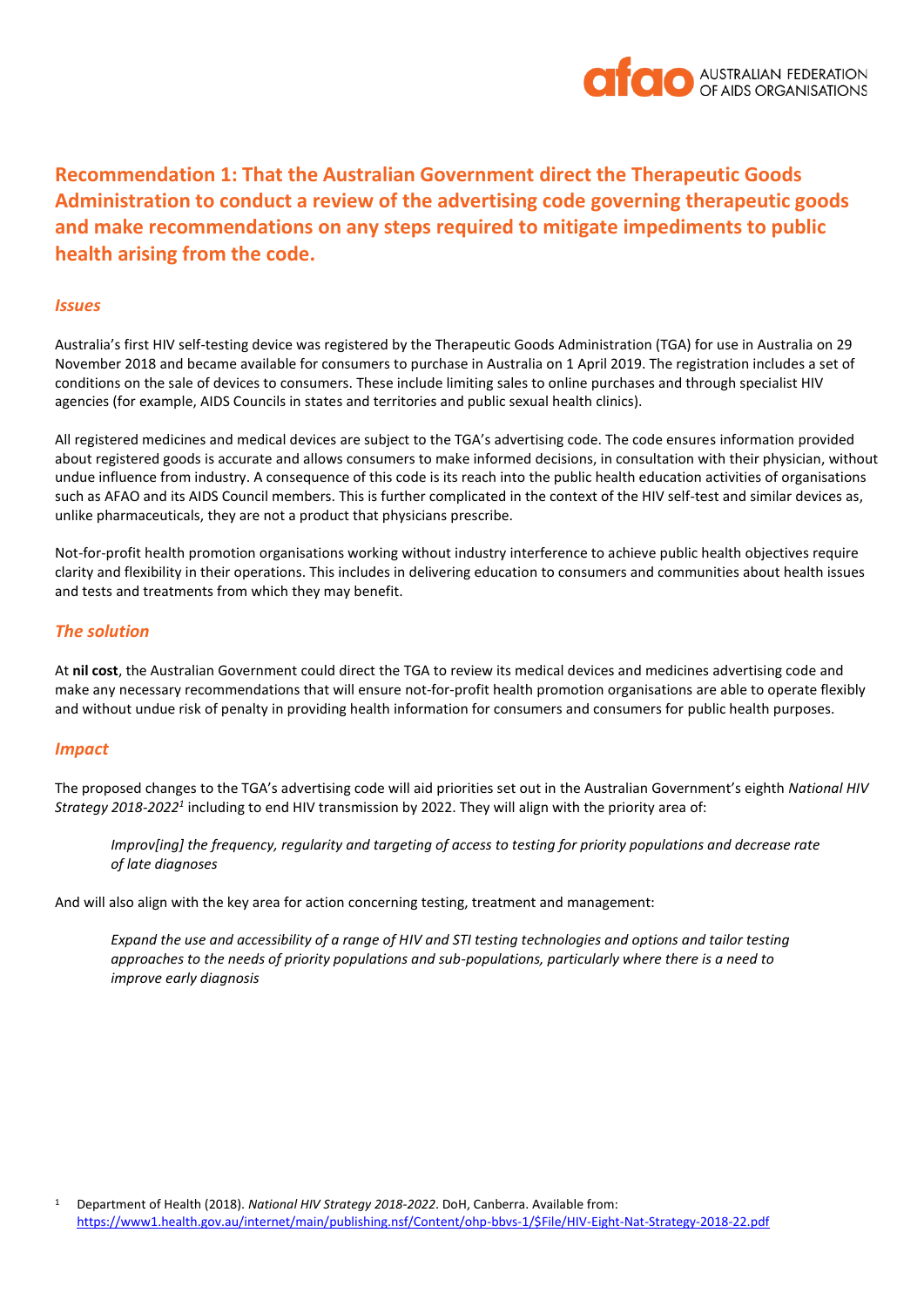## Recommendation 1: That the Australian Government direct the Therapeutic Goods Administration to conduct a review of the advertising code governing therapeutic goods and make recommendations on any steps required to mitigate impediments to public health arising from the code.

### *Issues*

Australia's first HIV self-testing device was registered by the Therapeutic Goods Administration (TGA) for use in Australia on 29 November 2018 and became available for consumers to purchase in Australia on 1 April 2019. The registration includes a set of conditions on the sale of devices to consumers. These include limiting sales to online purchases and through specialist HIV agencies (for example, AIDS Councils in states and territories and public sexual health clinics).

All registered medicines and medical devices are subject to the TGA's advertising code. The code ensures information provided about registered goods is accurate and allows consumers to make informed decisions, in consultation with their physician, without undue influence from industry. A consequence of this code is its reach into the public health education activities of organisations such as AFAO and its AIDS Council members. This is further complicated in the context of the HIV self-test and similar devices as, unlike pharmaceuticals, they are not a product that physicians prescribe.

Not-for-profit health promotion organisations working without industry interference to achieve public health objectives require clarity and flexibility in their operations. This includes in delivering education to consumers and communities about health issues and tests and treatments from which they may benefit.

### *The solution*

At **nil cost**, the Australian Government could direct the TGA to review its medical devices and medicines advertising code and make any necessary recommendations that will ensure not-for-profit health promotion organisations are able to operate flexibly and without undue risk of penalty in providing health information for consumers and consumers for public health purposes.

### *Impact*

The proposed changes to the TGA's advertising code will aid priorities set out in the Australian Government's eighth *National HIV Strategy 2018-2022*[1] including to end HIV transmission by 2022. They will align with the priority area of:

> *Improv[ing] the frequency, regularity and targeting of access to testing for priority populations and decrease rate of late diagnoses*

And will also align with the key area for action concerning testing, treatment and management:

> *Expand the use and accessibility of a range of HIV and STI testing technologies and options and tailor testing approaches to the needs of priority populations and sub-populations, particularly where there is a need to improve early diagnosis*

[1] Department of Health (2018). *National HIV Strategy 2018-2022*. DoH, Canberra. Available from: https://www1.health.gov.au/internet/main/publishing.nsf/Content/ohp-bbvs-1/$File/HIV-Eight-Nat-Strategy-2018-22.pdf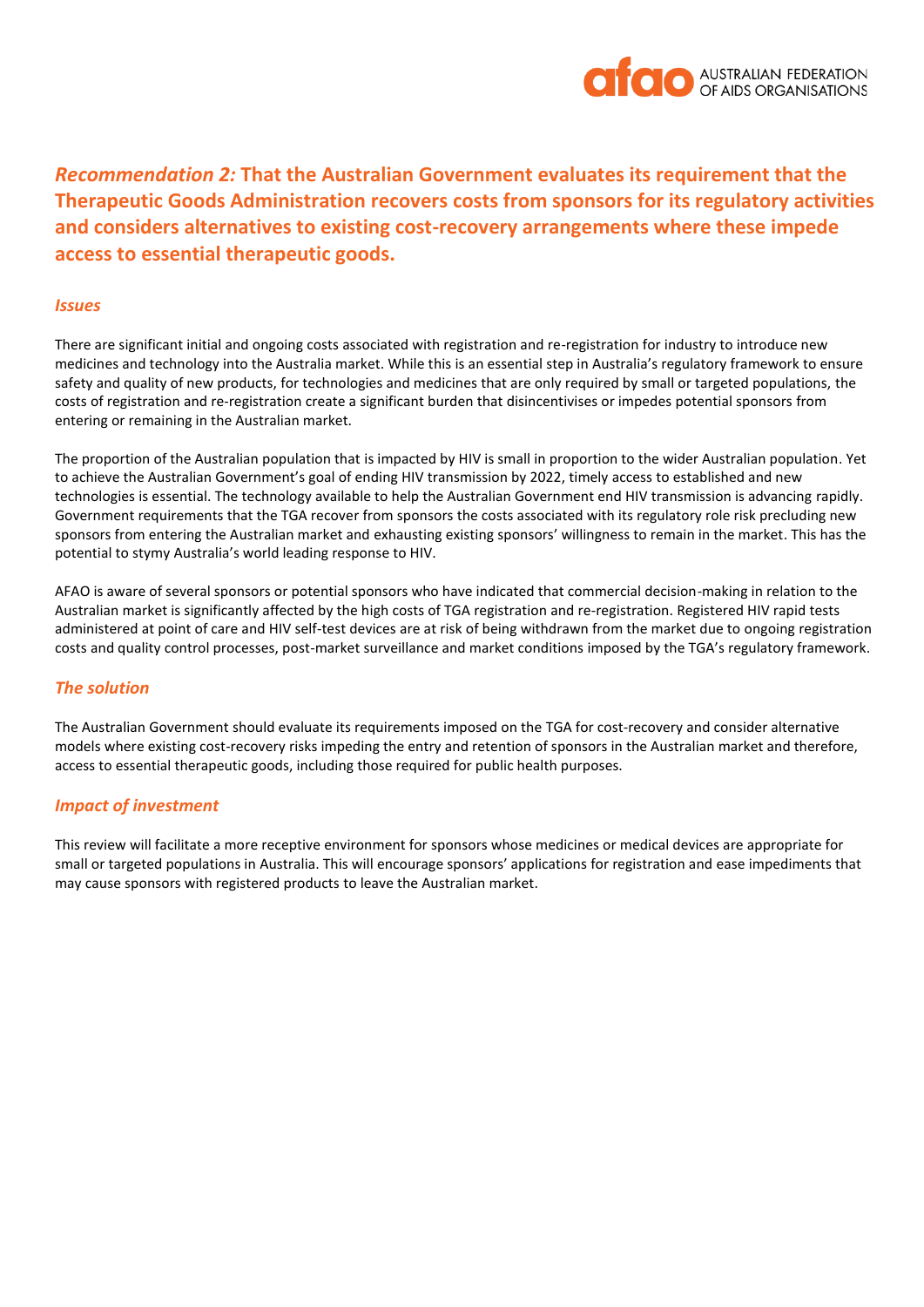## *Recommendation 2:* That the Australian Government evaluates its requirement that the Therapeutic Goods Administration recovers costs from sponsors for its regulatory activities and considers alternatives to existing cost-recovery arrangements where these impede access to essential therapeutic goods.

### *Issues*

There are significant initial and ongoing costs associated with registration and re-registration for industry to introduce new medicines and technology into the Australia market. While this is an essential step in Australia's regulatory framework to ensure safety and quality of new products, for technologies and medicines that are only required by small or targeted populations, the costs of registration and re-registration create a significant burden that disincentivises or impedes potential sponsors from entering or remaining in the Australian market.

The proportion of the Australian population that is impacted by HIV is small in proportion to the wider Australian population. Yet to achieve the Australian Government's goal of ending HIV transmission by 2022, timely access to established and new technologies is essential. The technology available to help the Australian Government end HIV transmission is advancing rapidly. Government requirements that the TGA recover from sponsors the costs associated with its regulatory role risk precluding new sponsors from entering the Australian market and exhausting existing sponsors' willingness to remain in the market. This has the potential to stymy Australia's world leading response to HIV.

AFAO is aware of several sponsors or potential sponsors who have indicated that commercial decision-making in relation to the Australian market is significantly affected by the high costs of TGA registration and re-registration. Registered HIV rapid tests administered at point of care and HIV self-test devices are at risk of being withdrawn from the market due to ongoing registration costs and quality control processes, post-market surveillance and market conditions imposed by the TGA's regulatory framework.

### *The solution*

The Australian Government should evaluate its requirements imposed on the TGA for cost-recovery and consider alternative models where existing cost-recovery risks impeding the entry and retention of sponsors in the Australian market and therefore, access to essential therapeutic goods, including those required for public health purposes.

### *Impact of investment*

This review will facilitate a more receptive environment for sponsors whose medicines or medical devices are appropriate for small or targeted populations in Australia. This will encourage sponsors' applications for registration and ease impediments that may cause sponsors with registered products to leave the Australian market.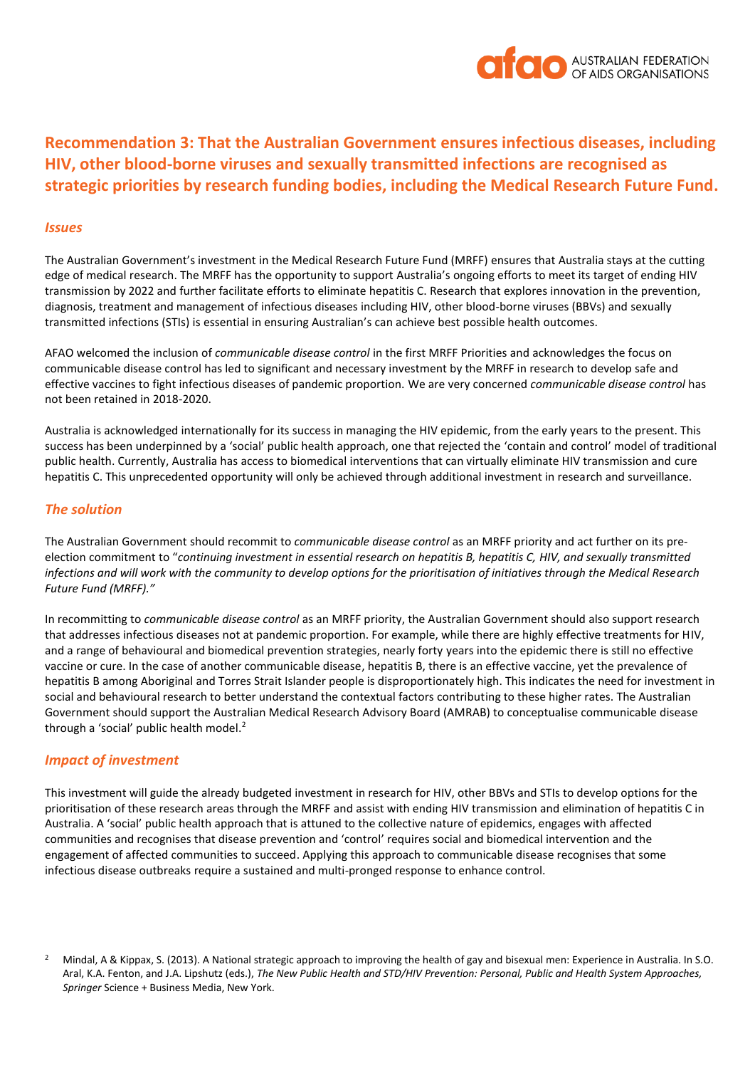## Recommendation 3: That the Australian Government ensures infectious diseases, including HIV, other blood-borne viruses and sexually transmitted infections are recognised as strategic priorities by research funding bodies, including the Medical Research Future Fund.

### *Issues*

The Australian Government's investment in the Medical Research Future Fund (MRFF) ensures that Australia stays at the cutting edge of medical research. The MRFF has the opportunity to support Australia's ongoing efforts to meet its target of ending HIV transmission by 2022 and further facilitate efforts to eliminate hepatitis C. Research that explores innovation in the prevention, diagnosis, treatment and management of infectious diseases including HIV, other blood-borne viruses (BBVs) and sexually transmitted infections (STIs) is essential in ensuring Australian's can achieve best possible health outcomes.

AFAO welcomed the inclusion of *communicable disease control* in the first MRFF Priorities and acknowledges the focus on communicable disease control has led to significant and necessary investment by the MRFF in research to develop safe and effective vaccines to fight infectious diseases of pandemic proportion. We are very concerned *communicable disease control* has not been retained in 2018-2020.

Australia is acknowledged internationally for its success in managing the HIV epidemic, from the early years to the present. This success has been underpinned by a 'social' public health approach, one that rejected the 'contain and control' model of traditional public health. Currently, Australia has access to biomedical interventions that can virtually eliminate HIV transmission and cure hepatitis C. This unprecedented opportunity will only be achieved through additional investment in research and surveillance.

### *The solution*

The Australian Government should recommit to *communicable disease control* as an MRFF priority and act further on its pre-election commitment to "*continuing investment in essential research on hepatitis B, hepatitis C, HIV, and sexually transmitted infections and will work with the community to develop options for the prioritisation of initiatives through the Medical Research Future Fund (MRFF)."*

In recommitting to *communicable disease control* as an MRFF priority, the Australian Government should also support research that addresses infectious diseases not at pandemic proportion. For example, while there are highly effective treatments for HIV, and a range of behavioural and biomedical prevention strategies, nearly forty years into the epidemic there is still no effective vaccine or cure. In the case of another communicable disease, hepatitis B, there is an effective vaccine, yet the prevalence of hepatitis B among Aboriginal and Torres Strait Islander people is disproportionately high. This indicates the need for investment in social and behavioural research to better understand the contextual factors contributing to these higher rates. The Australian Government should support the Australian Medical Research Advisory Board (AMRAB) to conceptualise communicable disease through a 'social' public health model.[2]

### *Impact of investment*

This investment will guide the already budgeted investment in research for HIV, other BBVs and STIs to develop options for the prioritisation of these research areas through the MRFF and assist with ending HIV transmission and elimination of hepatitis C in Australia. A 'social' public health approach that is attuned to the collective nature of epidemics, engages with affected communities and recognises that disease prevention and 'control' requires social and biomedical intervention and the engagement of affected communities to succeed. Applying this approach to communicable disease recognises that some infectious disease outbreaks require a sustained and multi-pronged response to enhance control.

[2] Mindal, A & Kippax, S. (2013). A National strategic approach to improving the health of gay and bisexual men: Experience in Australia. In S.O. Aral, K.A. Fenton, and J.A. Lipshutz (eds.), *The New Public Health and STD/HIV Prevention: Personal, Public and Health System Approaches, Springer* Science + Business Media, New York.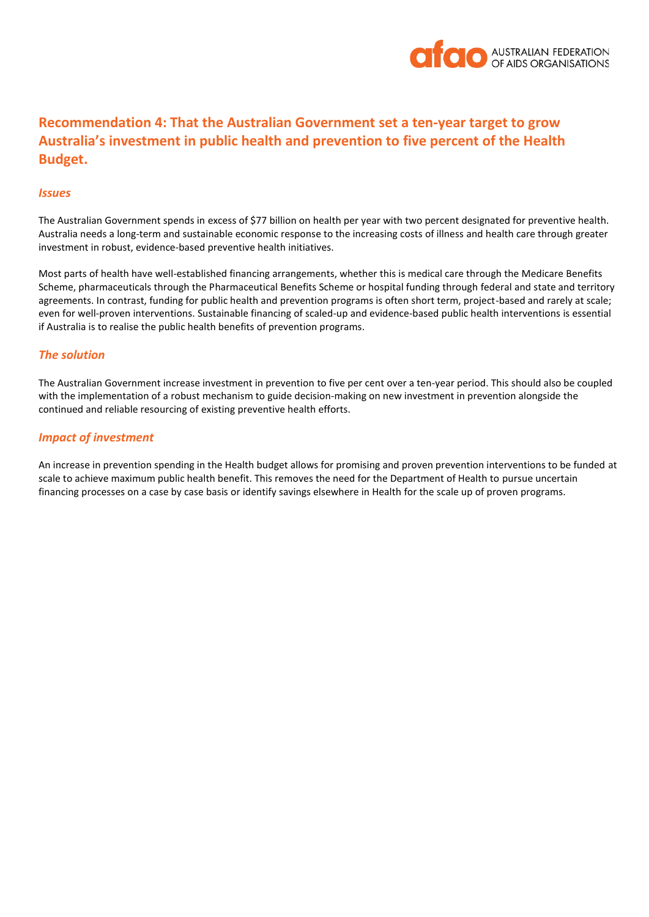## Recommendation 4: That the Australian Government set a ten-year target to grow Australia's investment in public health and prevention to five percent of the Health Budget.

### *Issues*

The Australian Government spends in excess of $77 billion on health per year with two percent designated for preventive health. Australia needs a long-term and sustainable economic response to the increasing costs of illness and health care through greater investment in robust, evidence-based preventive health initiatives.

Most parts of health have well-established financing arrangements, whether this is medical care through the Medicare Benefits Scheme, pharmaceuticals through the Pharmaceutical Benefits Scheme or hospital funding through federal and state and territory agreements. In contrast, funding for public health and prevention programs is often short term, project-based and rarely at scale; even for well-proven interventions. Sustainable financing of scaled-up and evidence-based public health interventions is essential if Australia is to realise the public health benefits of prevention programs.

### *The solution*

The Australian Government increase investment in prevention to five per cent over a ten-year period. This should also be coupled with the implementation of a robust mechanism to guide decision-making on new investment in prevention alongside the continued and reliable resourcing of existing preventive health efforts.

### *Impact of investment*

An increase in prevention spending in the Health budget allows for promising and proven prevention interventions to be funded at scale to achieve maximum public health benefit. This removes the need for the Department of Health to pursue uncertain financing processes on a case by case basis or identify savings elsewhere in Health for the scale up of proven programs.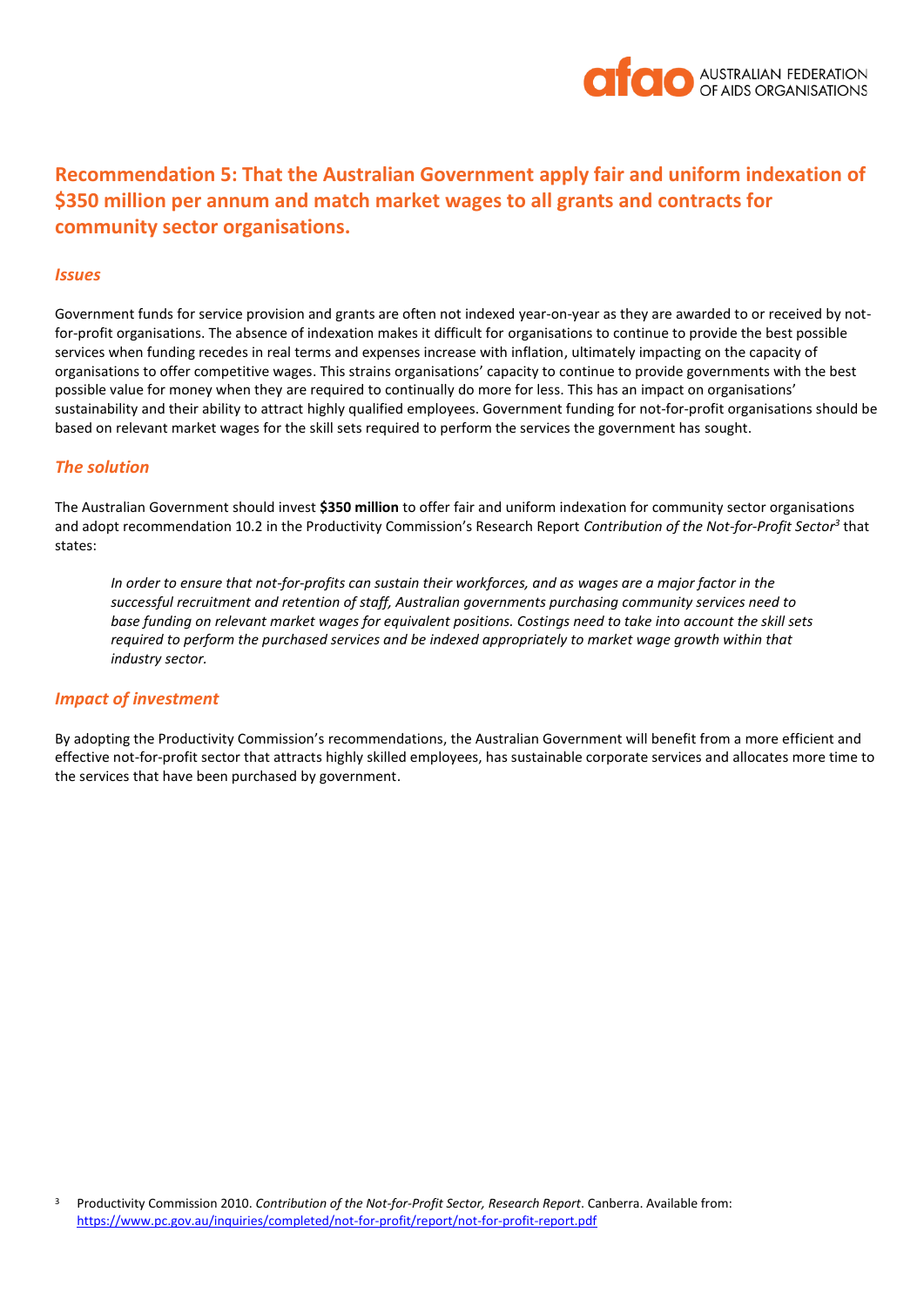## Recommendation 5: That the Australian Government apply fair and uniform indexation of $350 million per annum and match market wages to all grants and contracts for community sector organisations.

### *Issues*

Government funds for service provision and grants are often not indexed year-on-year as they are awarded to or received by not-for-profit organisations. The absence of indexation makes it difficult for organisations to continue to provide the best possible services when funding recedes in real terms and expenses increase with inflation, ultimately impacting on the capacity of organisations to offer competitive wages. This strains organisations' capacity to continue to provide governments with the best possible value for money when they are required to continually do more for less. This has an impact on organisations' sustainability and their ability to attract highly qualified employees. Government funding for not-for-profit organisations should be based on relevant market wages for the skill sets required to perform the services the government has sought.

### *The solution*

The Australian Government should invest **$350 million** to offer fair and uniform indexation for community sector organisations and adopt recommendation 10.2 in the Productivity Commission's Research Report *Contribution of the Not-for-Profit Sector*[3] that states:

> *In order to ensure that not-for-profits can sustain their workforces, and as wages are a major factor in the successful recruitment and retention of staff, Australian governments purchasing community services need to base funding on relevant market wages for equivalent positions. Costings need to take into account the skill sets required to perform the purchased services and be indexed appropriately to market wage growth within that industry sector.*

### *Impact of investment*

By adopting the Productivity Commission's recommendations, the Australian Government will benefit from a more efficient and effective not-for-profit sector that attracts highly skilled employees, has sustainable corporate services and allocates more time to the services that have been purchased by government.

[3] Productivity Commission 2010. *Contribution of the Not-for-Profit Sector, Research Report*. Canberra. Available from: https://www.pc.gov.au/inquiries/completed/not-for-profit/report/not-for-profit-report.pdf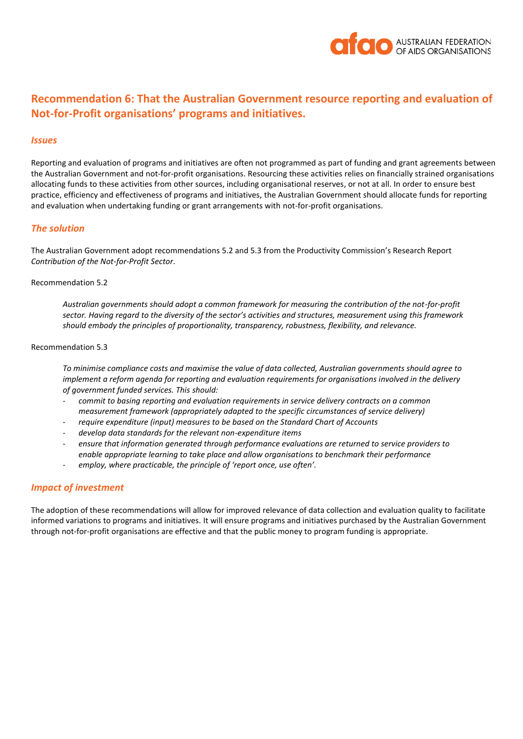## Recommendation 6: That the Australian Government resource reporting and evaluation of Not-for-Profit organisations' programs and initiatives.

### *Issues*

Reporting and evaluation of programs and initiatives are often not programmed as part of funding and grant agreements between the Australian Government and not-for-profit organisations. Resourcing these activities relies on financially strained organisations allocating funds to these activities from other sources, including organisational reserves, or not at all. In order to ensure best practice, efficiency and effectiveness of programs and initiatives, the Australian Government should allocate funds for reporting and evaluation when undertaking funding or grant arrangements with not-for-profit organisations.

### *The solution*

The Australian Government adopt recommendations 5.2 and 5.3 from the Productivity Commission's Research Report *Contribution of the Not-for-Profit Sector*.

Recommendation 5.2

> *Australian governments should adopt a common framework for measuring the contribution of the not-for-profit sector. Having regard to the diversity of the sector's activities and structures, measurement using this framework should embody the principles of proportionality, transparency, robustness, flexibility, and relevance.*

Recommendation 5.3

> *To minimise compliance costs and maximise the value of data collected, Australian governments should agree to implement a reform agenda for reporting and evaluation requirements for organisations involved in the delivery of government funded services. This should:*
>
> - *commit to basing reporting and evaluation requirements in service delivery contracts on a common measurement framework (appropriately adapted to the specific circumstances of service delivery)*
> - *require expenditure (input) measures to be based on the Standard Chart of Accounts*
> - *develop data standards for the relevant non-expenditure items*
> - *ensure that information generated through performance evaluations are returned to service providers to enable appropriate learning to take place and allow organisations to benchmark their performance*
> - *employ, where practicable, the principle of 'report once, use often'.*

### *Impact of investment*

The adoption of these recommendations will allow for improved relevance of data collection and evaluation quality to facilitate informed variations to programs and initiatives. It will ensure programs and initiatives purchased by the Australian Government through not-for-profit organisations are effective and that the public money to program funding is appropriate.